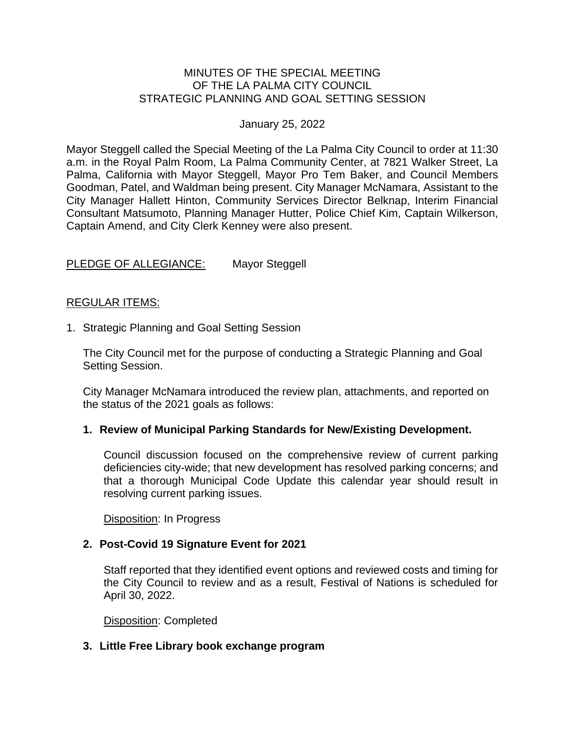# MINUTES OF THE SPECIAL MEETING OF THE LA PALMA CITY COUNCIL STRATEGIC PLANNING AND GOAL SETTING SESSION

January 25, 2022

Mayor Steggell called the Special Meeting of the La Palma City Council to order at 11:30 a.m. in the Royal Palm Room, La Palma Community Center, at 7821 Walker Street, La Palma, California with Mayor Steggell, Mayor Pro Tem Baker, and Council Members Goodman, Patel, and Waldman being present. City Manager McNamara, Assistant to the City Manager Hallett Hinton, Community Services Director Belknap, Interim Financial Consultant Matsumoto, Planning Manager Hutter, Police Chief Kim, Captain Wilkerson, Captain Amend, and City Clerk Kenney were also present.

PLEDGE OF ALLEGIANCE: Mayor Steggell

## REGULAR ITEMS:

1. Strategic Planning and Goal Setting Session

   The City Council met for the purpose of conducting a Strategic Planning and Goal Setting Session.

   City Manager McNamara introduced the review plan, attachments, and reported on the status of the 2021 goals as follows:

   **1. Review of Municipal Parking Standards for New/Existing Development.**

   Council discussion focused on the comprehensive review of current parking deficiencies city-wide; that new development has resolved parking concerns; and that a thorough Municipal Code Update this calendar year should result in resolving current parking issues.

   Disposition: In Progress

   **2. Post-Covid 19 Signature Event for 2021**

   Staff reported that they identified event options and reviewed costs and timing for the City Council to review and as a result, Festival of Nations is scheduled for April 30, 2022.

   Disposition: Completed

   **3. Little Free Library book exchange program**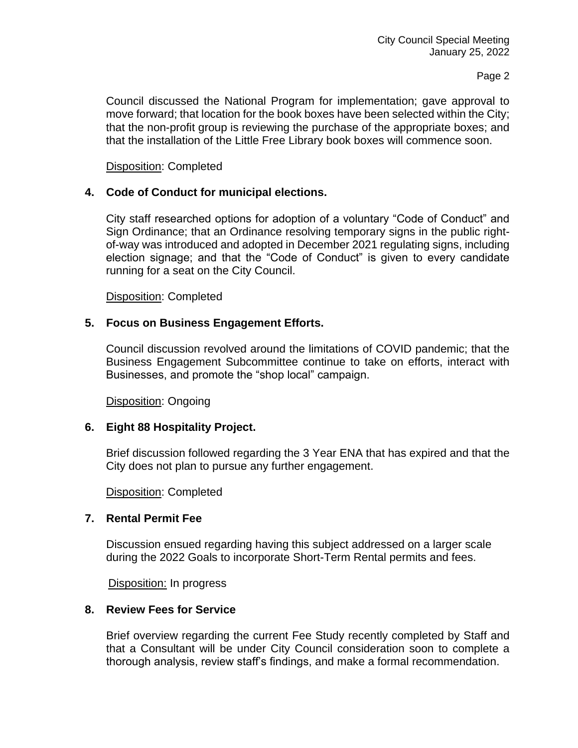Council discussed the National Program for implementation; gave approval to move forward; that location for the book boxes have been selected within the City; that the non-profit group is reviewing the purchase of the appropriate boxes; and that the installation of the Little Free Library book boxes will commence soon.

Disposition: Completed

**4. Code of Conduct for municipal elections.**

City staff researched options for adoption of a voluntary "Code of Conduct" and Sign Ordinance; that an Ordinance resolving temporary signs in the public right-of-way was introduced and adopted in December 2021 regulating signs, including election signage; and that the "Code of Conduct" is given to every candidate running for a seat on the City Council.

Disposition: Completed

**5. Focus on Business Engagement Efforts.**

Council discussion revolved around the limitations of COVID pandemic; that the Business Engagement Subcommittee continue to take on efforts, interact with Businesses, and promote the "shop local" campaign.

Disposition: Ongoing

**6. Eight 88 Hospitality Project.**

Brief discussion followed regarding the 3 Year ENA that has expired and that the City does not plan to pursue any further engagement.

Disposition: Completed

**7. Rental Permit Fee**

Discussion ensued regarding having this subject addressed on a larger scale during the 2022 Goals to incorporate Short-Term Rental permits and fees.

Disposition: In progress

**8. Review Fees for Service**

Brief overview regarding the current Fee Study recently completed by Staff and that a Consultant will be under City Council consideration soon to complete a thorough analysis, review staff's findings, and make a formal recommendation.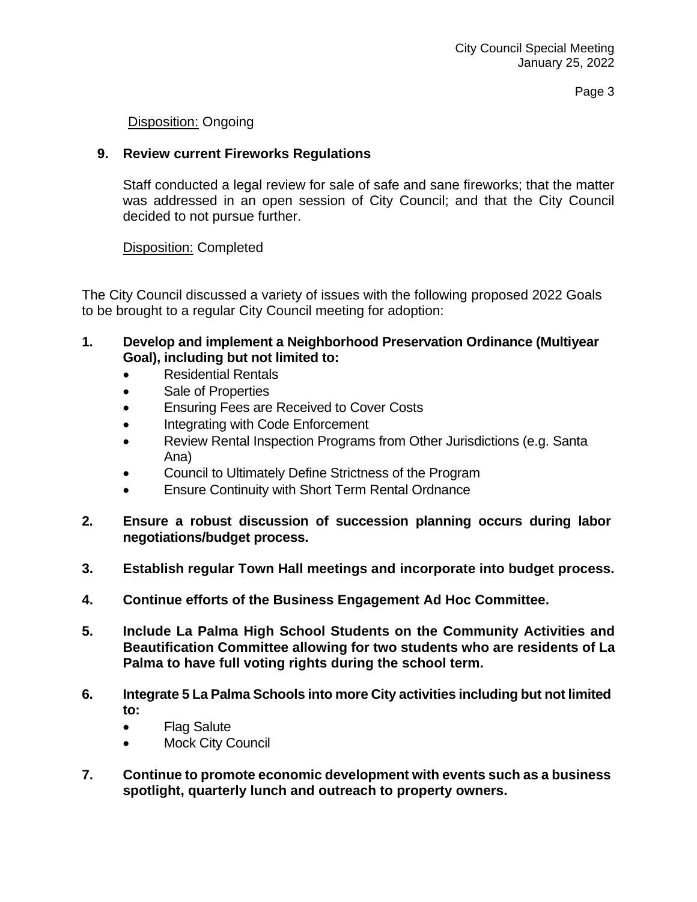<u>Disposition:</u> Ongoing

**9. Review current Fireworks Regulations**

Staff conducted a legal review for sale of safe and sane fireworks; that the matter was addressed in an open session of City Council; and that the City Council decided to not pursue further.

<u>Disposition:</u> Completed

The City Council discussed a variety of issues with the following proposed 2022 Goals to be brought to a regular City Council meeting for adoption:

1. **Develop and implement a Neighborhood Preservation Ordinance (Multiyear Goal), including but not limited to:**
   - Residential Rentals
   - Sale of Properties
   - Ensuring Fees are Received to Cover Costs
   - Integrating with Code Enforcement
   - Review Rental Inspection Programs from Other Jurisdictions (e.g. Santa Ana)
   - Council to Ultimately Define Strictness of the Program
   - Ensure Continuity with Short Term Rental Ordnance

2. **Ensure a robust discussion of succession planning occurs during labor negotiations/budget process.**

3. **Establish regular Town Hall meetings and incorporate into budget process.**

4. **Continue efforts of the Business Engagement Ad Hoc Committee.**

5. **Include La Palma High School Students on the Community Activities and Beautification Committee allowing for two students who are residents of La Palma to have full voting rights during the school term.**

6. **Integrate 5 La Palma Schools into more City activities including but not limited to:**
   - Flag Salute
   - Mock City Council

7. **Continue to promote economic development with events such as a business spotlight, quarterly lunch and outreach to property owners.**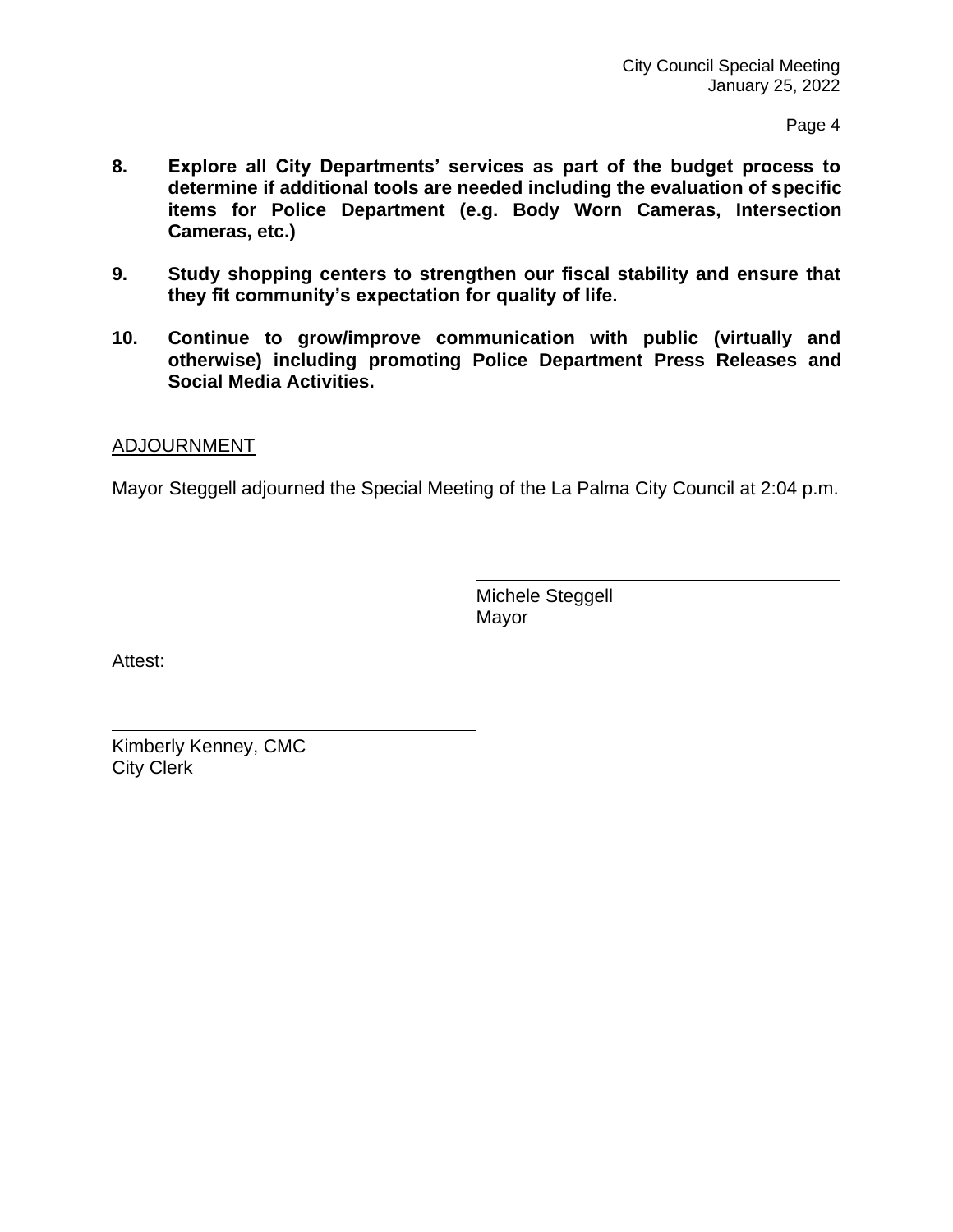8. **Explore all City Departments' services as part of the budget process to determine if additional tools are needed including the evaluation of specific items for Police Department (e.g. Body Worn Cameras, Intersection Cameras, etc.)**

9. **Study shopping centers to strengthen our fiscal stability and ensure that they fit community's expectation for quality of life.**

10. **Continue to grow/improve communication with public (virtually and otherwise) including promoting Police Department Press Releases and Social Media Activities.**

ADJOURNMENT

Mayor Steggell adjourned the Special Meeting of the La Palma City Council at 2:04 p.m.

Michele Steggell
Mayor

Attest:

Kimberly Kenney, CMC
City Clerk